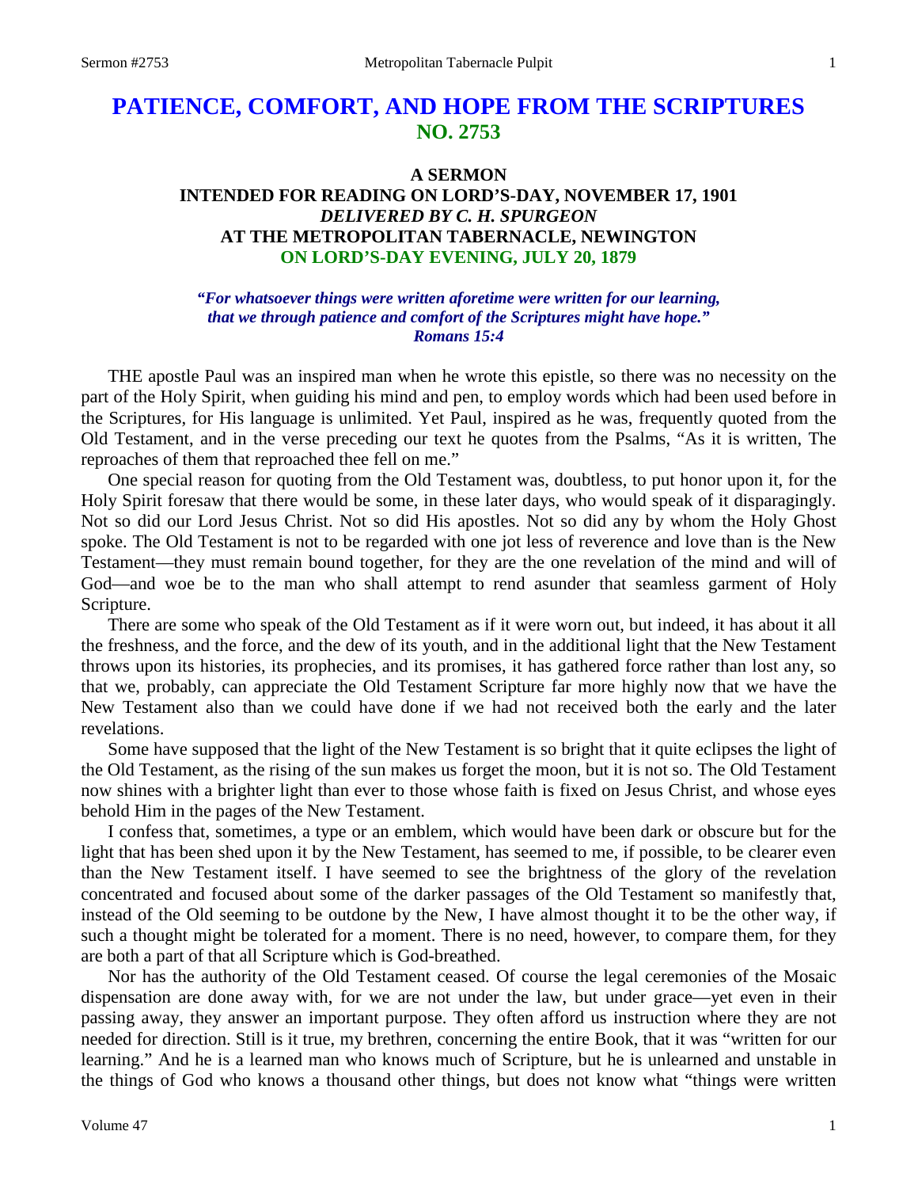# PATIENCE, COMFORT, AND HOPE FROM THE SCRIPTURES
## NO. 2753

### A SERMON
### INTENDED FOR READING ON LORD'S-DAY, NOVEMBER 17, 1901
### *DELIVERED BY C. H. SPURGEON*
### AT THE METROPOLITAN TABERNACLE, NEWINGTON
### ON LORD'S-DAY EVENING, JULY 20, 1879

***"For whatsoever things were written aforetime were written for our learning, that we through patience and comfort of the Scriptures might have hope." Romans 15:4***

THE apostle Paul was an inspired man when he wrote this epistle, so there was no necessity on the part of the Holy Spirit, when guiding his mind and pen, to employ words which had been used before in the Scriptures, for His language is unlimited. Yet Paul, inspired as he was, frequently quoted from the Old Testament, and in the verse preceding our text he quotes from the Psalms, "As it is written, The reproaches of them that reproached thee fell on me."

One special reason for quoting from the Old Testament was, doubtless, to put honor upon it, for the Holy Spirit foresaw that there would be some, in these later days, who would speak of it disparagingly. Not so did our Lord Jesus Christ. Not so did His apostles. Not so did any by whom the Holy Ghost spoke. The Old Testament is not to be regarded with one jot less of reverence and love than is the New Testament—they must remain bound together, for they are the one revelation of the mind and will of God—and woe be to the man who shall attempt to rend asunder that seamless garment of Holy Scripture.

There are some who speak of the Old Testament as if it were worn out, but indeed, it has about it all the freshness, and the force, and the dew of its youth, and in the additional light that the New Testament throws upon its histories, its prophecies, and its promises, it has gathered force rather than lost any, so that we, probably, can appreciate the Old Testament Scripture far more highly now that we have the New Testament also than we could have done if we had not received both the early and the later revelations.

Some have supposed that the light of the New Testament is so bright that it quite eclipses the light of the Old Testament, as the rising of the sun makes us forget the moon, but it is not so. The Old Testament now shines with a brighter light than ever to those whose faith is fixed on Jesus Christ, and whose eyes behold Him in the pages of the New Testament.

I confess that, sometimes, a type or an emblem, which would have been dark or obscure but for the light that has been shed upon it by the New Testament, has seemed to me, if possible, to be clearer even than the New Testament itself. I have seemed to see the brightness of the glory of the revelation concentrated and focused about some of the darker passages of the Old Testament so manifestly that, instead of the Old seeming to be outdone by the New, I have almost thought it to be the other way, if such a thought might be tolerated for a moment. There is no need, however, to compare them, for they are both a part of that all Scripture which is God-breathed.

Nor has the authority of the Old Testament ceased. Of course the legal ceremonies of the Mosaic dispensation are done away with, for we are not under the law, but under grace—yet even in their passing away, they answer an important purpose. They often afford us instruction where they are not needed for direction. Still is it true, my brethren, concerning the entire Book, that it was "written for our learning." And he is a learned man who knows much of Scripture, but he is unlearned and unstable in the things of God who knows a thousand other things, but does not know what "things were written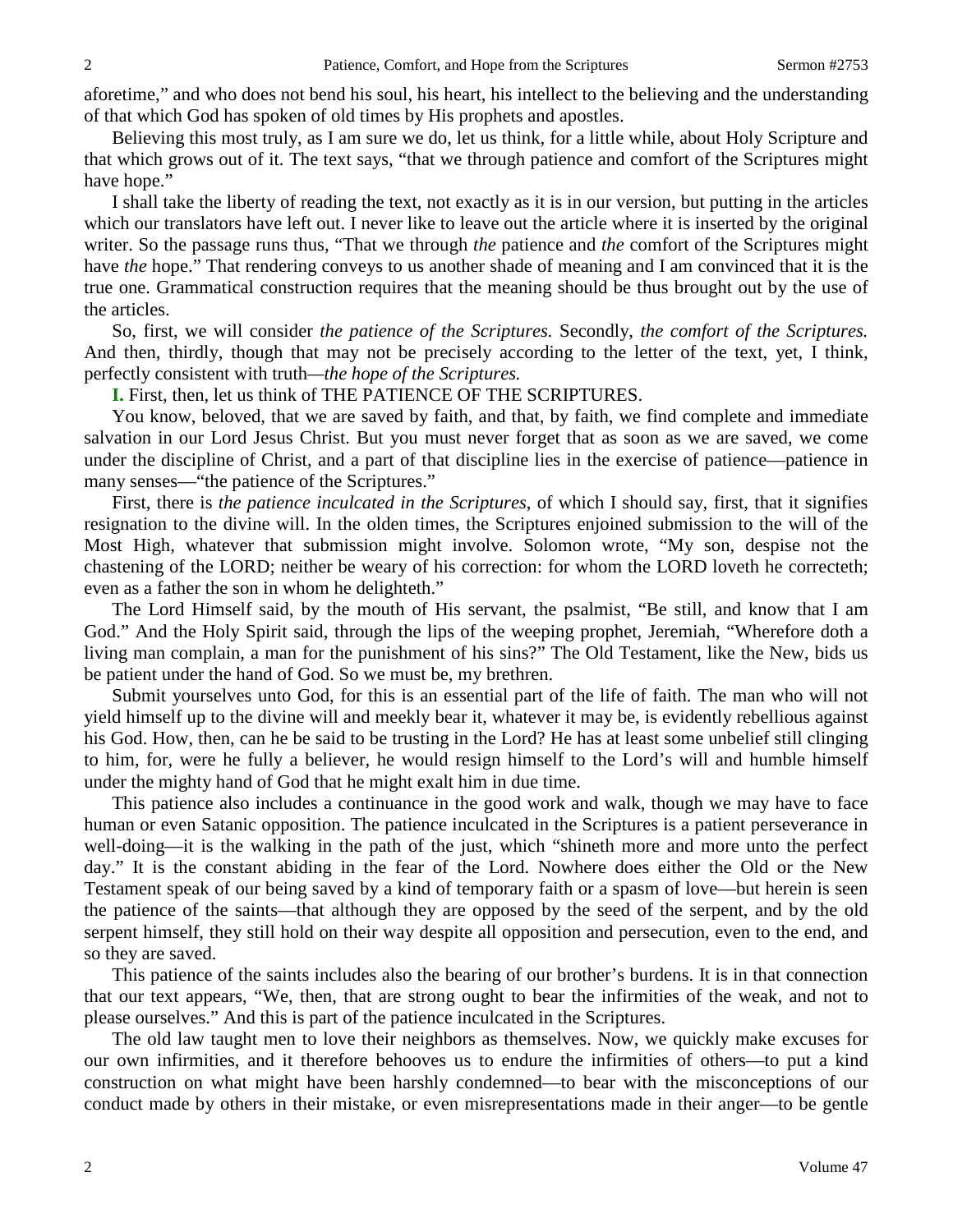aforetime," and who does not bend his soul, his heart, his intellect to the believing and the understanding of that which God has spoken of old times by His prophets and apostles.

Believing this most truly, as I am sure we do, let us think, for a little while, about Holy Scripture and that which grows out of it. The text says, "that we through patience and comfort of the Scriptures might have hope."

I shall take the liberty of reading the text, not exactly as it is in our version, but putting in the articles which our translators have left out. I never like to leave out the article where it is inserted by the original writer. So the passage runs thus, "That we through *the* patience and *the* comfort of the Scriptures might have *the* hope." That rendering conveys to us another shade of meaning and I am convinced that it is the true one. Grammatical construction requires that the meaning should be thus brought out by the use of the articles.

So, first, we will consider *the patience of the Scriptures.* Secondly, *the comfort of the Scriptures.* And then, thirdly, though that may not be precisely according to the letter of the text, yet, I think, perfectly consistent with truth—*the hope of the Scriptures.*

**I.** First, then, let us think of THE PATIENCE OF THE SCRIPTURES.

You know, beloved, that we are saved by faith, and that, by faith, we find complete and immediate salvation in our Lord Jesus Christ. But you must never forget that as soon as we are saved, we come under the discipline of Christ, and a part of that discipline lies in the exercise of patience—patience in many senses—"the patience of the Scriptures."

First, there is *the patience inculcated in the Scriptures*, of which I should say, first, that it signifies resignation to the divine will. In the olden times, the Scriptures enjoined submission to the will of the Most High, whatever that submission might involve. Solomon wrote, "My son, despise not the chastening of the LORD; neither be weary of his correction: for whom the LORD loveth he correcteth; even as a father the son in whom he delighteth."

The Lord Himself said, by the mouth of His servant, the psalmist, "Be still, and know that I am God." And the Holy Spirit said, through the lips of the weeping prophet, Jeremiah, "Wherefore doth a living man complain, a man for the punishment of his sins?" The Old Testament, like the New, bids us be patient under the hand of God. So we must be, my brethren.

Submit yourselves unto God, for this is an essential part of the life of faith. The man who will not yield himself up to the divine will and meekly bear it, whatever it may be, is evidently rebellious against his God. How, then, can he be said to be trusting in the Lord? He has at least some unbelief still clinging to him, for, were he fully a believer, he would resign himself to the Lord's will and humble himself under the mighty hand of God that he might exalt him in due time.

This patience also includes a continuance in the good work and walk, though we may have to face human or even Satanic opposition. The patience inculcated in the Scriptures is a patient perseverance in well-doing—it is the walking in the path of the just, which "shineth more and more unto the perfect day." It is the constant abiding in the fear of the Lord. Nowhere does either the Old or the New Testament speak of our being saved by a kind of temporary faith or a spasm of love—but herein is seen the patience of the saints—that although they are opposed by the seed of the serpent, and by the old serpent himself, they still hold on their way despite all opposition and persecution, even to the end, and so they are saved.

This patience of the saints includes also the bearing of our brother's burdens. It is in that connection that our text appears, "We, then, that are strong ought to bear the infirmities of the weak, and not to please ourselves." And this is part of the patience inculcated in the Scriptures.

The old law taught men to love their neighbors as themselves. Now, we quickly make excuses for our own infirmities, and it therefore behooves us to endure the infirmities of others—to put a kind construction on what might have been harshly condemned—to bear with the misconceptions of our conduct made by others in their mistake, or even misrepresentations made in their anger—to be gentle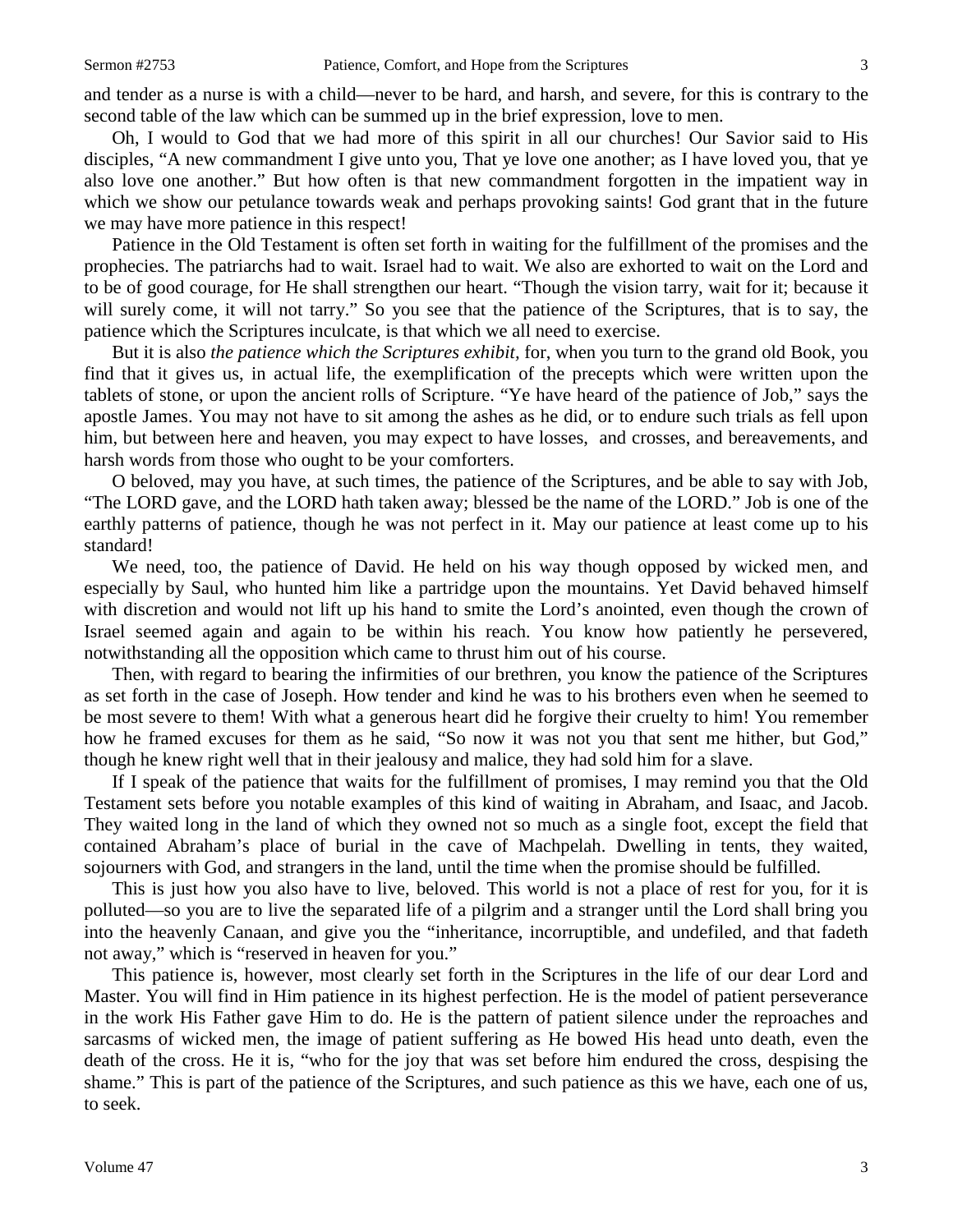and tender as a nurse is with a child—never to be hard, and harsh, and severe, for this is contrary to the second table of the law which can be summed up in the brief expression, love to men.

Oh, I would to God that we had more of this spirit in all our churches! Our Savior said to His disciples, "A new commandment I give unto you, That ye love one another; as I have loved you, that ye also love one another." But how often is that new commandment forgotten in the impatient way in which we show our petulance towards weak and perhaps provoking saints! God grant that in the future we may have more patience in this respect!

Patience in the Old Testament is often set forth in waiting for the fulfillment of the promises and the prophecies. The patriarchs had to wait. Israel had to wait. We also are exhorted to wait on the Lord and to be of good courage, for He shall strengthen our heart. "Though the vision tarry, wait for it; because it will surely come, it will not tarry." So you see that the patience of the Scriptures, that is to say, the patience which the Scriptures inculcate, is that which we all need to exercise.

But it is also *the patience which the Scriptures exhibit*, for, when you turn to the grand old Book, you find that it gives us, in actual life, the exemplification of the precepts which were written upon the tablets of stone, or upon the ancient rolls of Scripture. "Ye have heard of the patience of Job," says the apostle James. You may not have to sit among the ashes as he did, or to endure such trials as fell upon him, but between here and heaven, you may expect to have losses, and crosses, and bereavements, and harsh words from those who ought to be your comforters.

O beloved, may you have, at such times, the patience of the Scriptures, and be able to say with Job, "The LORD gave, and the LORD hath taken away; blessed be the name of the LORD." Job is one of the earthly patterns of patience, though he was not perfect in it. May our patience at least come up to his standard!

We need, too, the patience of David. He held on his way though opposed by wicked men, and especially by Saul, who hunted him like a partridge upon the mountains. Yet David behaved himself with discretion and would not lift up his hand to smite the Lord's anointed, even though the crown of Israel seemed again and again to be within his reach. You know how patiently he persevered, notwithstanding all the opposition which came to thrust him out of his course.

Then, with regard to bearing the infirmities of our brethren, you know the patience of the Scriptures as set forth in the case of Joseph. How tender and kind he was to his brothers even when he seemed to be most severe to them! With what a generous heart did he forgive their cruelty to him! You remember how he framed excuses for them as he said, "So now it was not you that sent me hither, but God," though he knew right well that in their jealousy and malice, they had sold him for a slave.

If I speak of the patience that waits for the fulfillment of promises, I may remind you that the Old Testament sets before you notable examples of this kind of waiting in Abraham, and Isaac, and Jacob. They waited long in the land of which they owned not so much as a single foot, except the field that contained Abraham's place of burial in the cave of Machpelah. Dwelling in tents, they waited, sojourners with God, and strangers in the land, until the time when the promise should be fulfilled.

This is just how you also have to live, beloved. This world is not a place of rest for you, for it is polluted—so you are to live the separated life of a pilgrim and a stranger until the Lord shall bring you into the heavenly Canaan, and give you the "inheritance, incorruptible, and undefiled, and that fadeth not away," which is "reserved in heaven for you."

This patience is, however, most clearly set forth in the Scriptures in the life of our dear Lord and Master. You will find in Him patience in its highest perfection. He is the model of patient perseverance in the work His Father gave Him to do. He is the pattern of patient silence under the reproaches and sarcasms of wicked men, the image of patient suffering as He bowed His head unto death, even the death of the cross. He it is, "who for the joy that was set before him endured the cross, despising the shame." This is part of the patience of the Scriptures, and such patience as this we have, each one of us, to seek.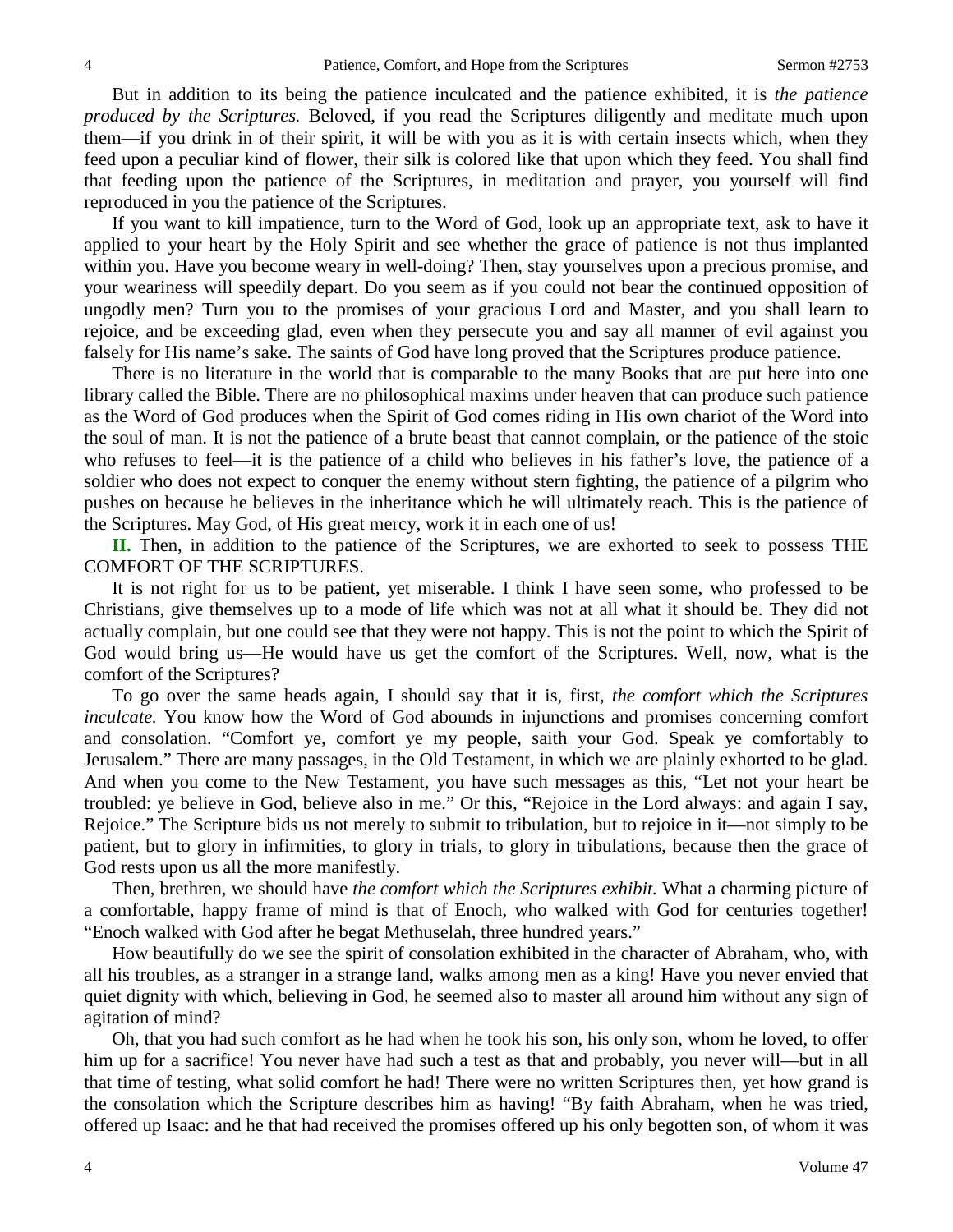But in addition to its being the patience inculcated and the patience exhibited, it is *the patience produced by the Scriptures.* Beloved, if you read the Scriptures diligently and meditate much upon them—if you drink in of their spirit, it will be with you as it is with certain insects which, when they feed upon a peculiar kind of flower, their silk is colored like that upon which they feed. You shall find that feeding upon the patience of the Scriptures, in meditation and prayer, you yourself will find reproduced in you the patience of the Scriptures.

If you want to kill impatience, turn to the Word of God, look up an appropriate text, ask to have it applied to your heart by the Holy Spirit and see whether the grace of patience is not thus implanted within you. Have you become weary in well-doing? Then, stay yourselves upon a precious promise, and your weariness will speedily depart. Do you seem as if you could not bear the continued opposition of ungodly men? Turn you to the promises of your gracious Lord and Master, and you shall learn to rejoice, and be exceeding glad, even when they persecute you and say all manner of evil against you falsely for His name's sake. The saints of God have long proved that the Scriptures produce patience.

There is no literature in the world that is comparable to the many Books that are put here into one library called the Bible. There are no philosophical maxims under heaven that can produce such patience as the Word of God produces when the Spirit of God comes riding in His own chariot of the Word into the soul of man. It is not the patience of a brute beast that cannot complain, or the patience of the stoic who refuses to feel—it is the patience of a child who believes in his father's love, the patience of a soldier who does not expect to conquer the enemy without stern fighting, the patience of a pilgrim who pushes on because he believes in the inheritance which he will ultimately reach. This is the patience of the Scriptures. May God, of His great mercy, work it in each one of us!

**II.** Then, in addition to the patience of the Scriptures, we are exhorted to seek to possess THE COMFORT OF THE SCRIPTURES.

It is not right for us to be patient, yet miserable. I think I have seen some, who professed to be Christians, give themselves up to a mode of life which was not at all what it should be. They did not actually complain, but one could see that they were not happy. This is not the point to which the Spirit of God would bring us—He would have us get the comfort of the Scriptures. Well, now, what is the comfort of the Scriptures?

To go over the same heads again, I should say that it is, first, *the comfort which the Scriptures inculcate.* You know how the Word of God abounds in injunctions and promises concerning comfort and consolation. "Comfort ye, comfort ye my people, saith your God. Speak ye comfortably to Jerusalem." There are many passages, in the Old Testament, in which we are plainly exhorted to be glad. And when you come to the New Testament, you have such messages as this, "Let not your heart be troubled: ye believe in God, believe also in me." Or this, "Rejoice in the Lord always: and again I say, Rejoice." The Scripture bids us not merely to submit to tribulation, but to rejoice in it—not simply to be patient, but to glory in infirmities, to glory in trials, to glory in tribulations, because then the grace of God rests upon us all the more manifestly.

Then, brethren, we should have *the comfort which the Scriptures exhibit*. What a charming picture of a comfortable, happy frame of mind is that of Enoch, who walked with God for centuries together! "Enoch walked with God after he begat Methuselah, three hundred years."

How beautifully do we see the spirit of consolation exhibited in the character of Abraham, who, with all his troubles, as a stranger in a strange land, walks among men as a king! Have you never envied that quiet dignity with which, believing in God, he seemed also to master all around him without any sign of agitation of mind?

Oh, that you had such comfort as he had when he took his son, his only son, whom he loved, to offer him up for a sacrifice! You never have had such a test as that and probably, you never will—but in all that time of testing, what solid comfort he had! There were no written Scriptures then, yet how grand is the consolation which the Scripture describes him as having! "By faith Abraham, when he was tried, offered up Isaac: and he that had received the promises offered up his only begotten son, of whom it was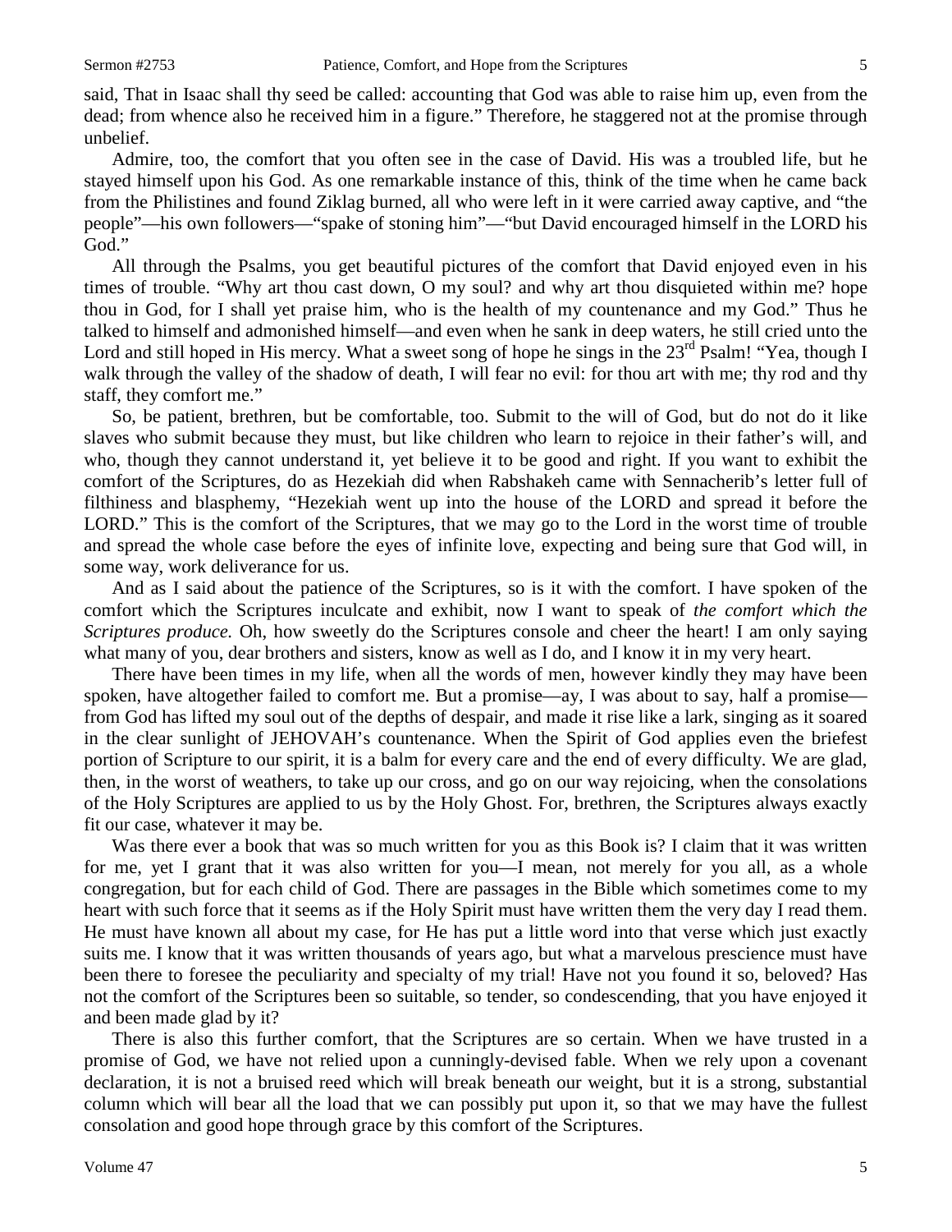said, That in Isaac shall thy seed be called: accounting that God was able to raise him up, even from the dead; from whence also he received him in a figure." Therefore, he staggered not at the promise through unbelief.

Admire, too, the comfort that you often see in the case of David. His was a troubled life, but he stayed himself upon his God. As one remarkable instance of this, think of the time when he came back from the Philistines and found Ziklag burned, all who were left in it were carried away captive, and "the people"—his own followers—"spake of stoning him"—"but David encouraged himself in the LORD his God."

All through the Psalms, you get beautiful pictures of the comfort that David enjoyed even in his times of trouble. "Why art thou cast down, O my soul? and why art thou disquieted within me? hope thou in God, for I shall yet praise him, who is the health of my countenance and my God." Thus he talked to himself and admonished himself—and even when he sank in deep waters, he still cried unto the Lord and still hoped in His mercy. What a sweet song of hope he sings in the 23rd Psalm! "Yea, though I walk through the valley of the shadow of death, I will fear no evil: for thou art with me; thy rod and thy staff, they comfort me."

So, be patient, brethren, but be comfortable, too. Submit to the will of God, but do not do it like slaves who submit because they must, but like children who learn to rejoice in their father's will, and who, though they cannot understand it, yet believe it to be good and right. If you want to exhibit the comfort of the Scriptures, do as Hezekiah did when Rabshakeh came with Sennacherib's letter full of filthiness and blasphemy, "Hezekiah went up into the house of the LORD and spread it before the LORD." This is the comfort of the Scriptures, that we may go to the Lord in the worst time of trouble and spread the whole case before the eyes of infinite love, expecting and being sure that God will, in some way, work deliverance for us.

And as I said about the patience of the Scriptures, so is it with the comfort. I have spoken of the comfort which the Scriptures inculcate and exhibit, now I want to speak of *the comfort which the Scriptures produce.* Oh, how sweetly do the Scriptures console and cheer the heart! I am only saying what many of you, dear brothers and sisters, know as well as I do, and I know it in my very heart.

There have been times in my life, when all the words of men, however kindly they may have been spoken, have altogether failed to comfort me. But a promise—ay, I was about to say, half a promise—from God has lifted my soul out of the depths of despair, and made it rise like a lark, singing as it soared in the clear sunlight of JEHOVAH's countenance. When the Spirit of God applies even the briefest portion of Scripture to our spirit, it is a balm for every care and the end of every difficulty. We are glad, then, in the worst of weathers, to take up our cross, and go on our way rejoicing, when the consolations of the Holy Scriptures are applied to us by the Holy Ghost. For, brethren, the Scriptures always exactly fit our case, whatever it may be.

Was there ever a book that was so much written for you as this Book is? I claim that it was written for me, yet I grant that it was also written for you—I mean, not merely for you all, as a whole congregation, but for each child of God. There are passages in the Bible which sometimes come to my heart with such force that it seems as if the Holy Spirit must have written them the very day I read them. He must have known all about my case, for He has put a little word into that verse which just exactly suits me. I know that it was written thousands of years ago, but what a marvelous prescience must have been there to foresee the peculiarity and specialty of my trial! Have not you found it so, beloved? Has not the comfort of the Scriptures been so suitable, so tender, so condescending, that you have enjoyed it and been made glad by it?

There is also this further comfort, that the Scriptures are so certain. When we have trusted in a promise of God, we have not relied upon a cunningly-devised fable. When we rely upon a covenant declaration, it is not a bruised reed which will break beneath our weight, but it is a strong, substantial column which will bear all the load that we can possibly put upon it, so that we may have the fullest consolation and good hope through grace by this comfort of the Scriptures.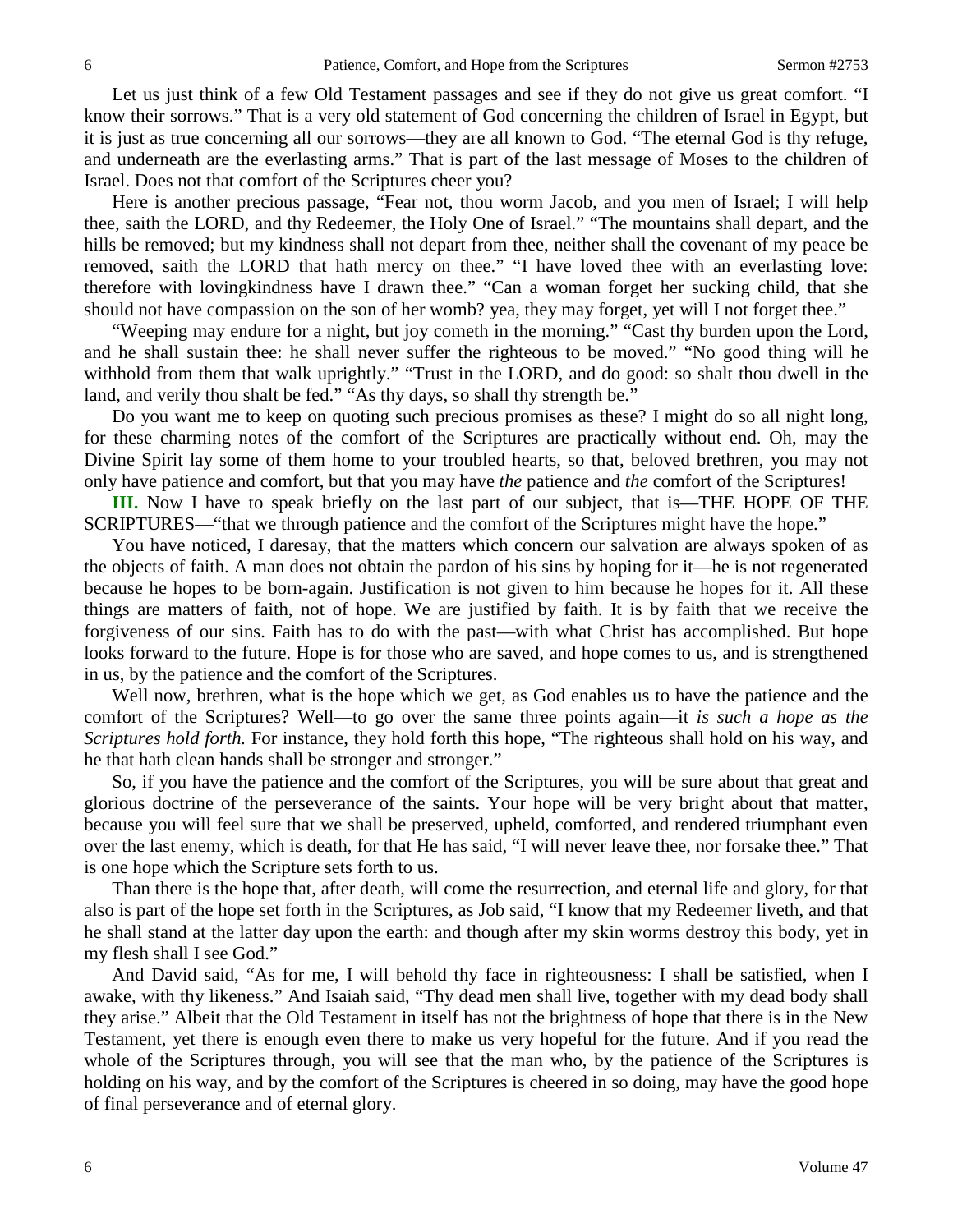Let us just think of a few Old Testament passages and see if they do not give us great comfort. "I know their sorrows." That is a very old statement of God concerning the children of Israel in Egypt, but it is just as true concerning all our sorrows—they are all known to God. "The eternal God is thy refuge, and underneath are the everlasting arms." That is part of the last message of Moses to the children of Israel. Does not that comfort of the Scriptures cheer you?

Here is another precious passage, "Fear not, thou worm Jacob, and you men of Israel; I will help thee, saith the LORD, and thy Redeemer, the Holy One of Israel." "The mountains shall depart, and the hills be removed; but my kindness shall not depart from thee, neither shall the covenant of my peace be removed, saith the LORD that hath mercy on thee." "I have loved thee with an everlasting love: therefore with lovingkindness have I drawn thee." "Can a woman forget her sucking child, that she should not have compassion on the son of her womb? yea, they may forget, yet will I not forget thee."

"Weeping may endure for a night, but joy cometh in the morning." "Cast thy burden upon the Lord, and he shall sustain thee: he shall never suffer the righteous to be moved." "No good thing will he withhold from them that walk uprightly." "Trust in the LORD, and do good: so shalt thou dwell in the land, and verily thou shalt be fed." "As thy days, so shall thy strength be."

Do you want me to keep on quoting such precious promises as these? I might do so all night long, for these charming notes of the comfort of the Scriptures are practically without end. Oh, may the Divine Spirit lay some of them home to your troubled hearts, so that, beloved brethren, you may not only have patience and comfort, but that you may have *the* patience and *the* comfort of the Scriptures!

**III.** Now I have to speak briefly on the last part of our subject, that is—THE HOPE OF THE SCRIPTURES—"that we through patience and the comfort of the Scriptures might have the hope."

You have noticed, I daresay, that the matters which concern our salvation are always spoken of as the objects of faith. A man does not obtain the pardon of his sins by hoping for it—he is not regenerated because he hopes to be born-again. Justification is not given to him because he hopes for it. All these things are matters of faith, not of hope. We are justified by faith. It is by faith that we receive the forgiveness of our sins. Faith has to do with the past—with what Christ has accomplished. But hope looks forward to the future. Hope is for those who are saved, and hope comes to us, and is strengthened in us, by the patience and the comfort of the Scriptures.

Well now, brethren, what is the hope which we get, as God enables us to have the patience and the comfort of the Scriptures? Well—to go over the same three points again—it *is such a hope as the Scriptures hold forth.* For instance, they hold forth this hope, "The righteous shall hold on his way, and he that hath clean hands shall be stronger and stronger."

So, if you have the patience and the comfort of the Scriptures, you will be sure about that great and glorious doctrine of the perseverance of the saints. Your hope will be very bright about that matter, because you will feel sure that we shall be preserved, upheld, comforted, and rendered triumphant even over the last enemy, which is death, for that He has said, "I will never leave thee, nor forsake thee." That is one hope which the Scripture sets forth to us.

Than there is the hope that, after death, will come the resurrection, and eternal life and glory, for that also is part of the hope set forth in the Scriptures, as Job said, "I know that my Redeemer liveth, and that he shall stand at the latter day upon the earth: and though after my skin worms destroy this body, yet in my flesh shall I see God."

And David said, "As for me, I will behold thy face in righteousness: I shall be satisfied, when I awake, with thy likeness." And Isaiah said, "Thy dead men shall live, together with my dead body shall they arise." Albeit that the Old Testament in itself has not the brightness of hope that there is in the New Testament, yet there is enough even there to make us very hopeful for the future. And if you read the whole of the Scriptures through, you will see that the man who, by the patience of the Scriptures is holding on his way, and by the comfort of the Scriptures is cheered in so doing, may have the good hope of final perseverance and of eternal glory.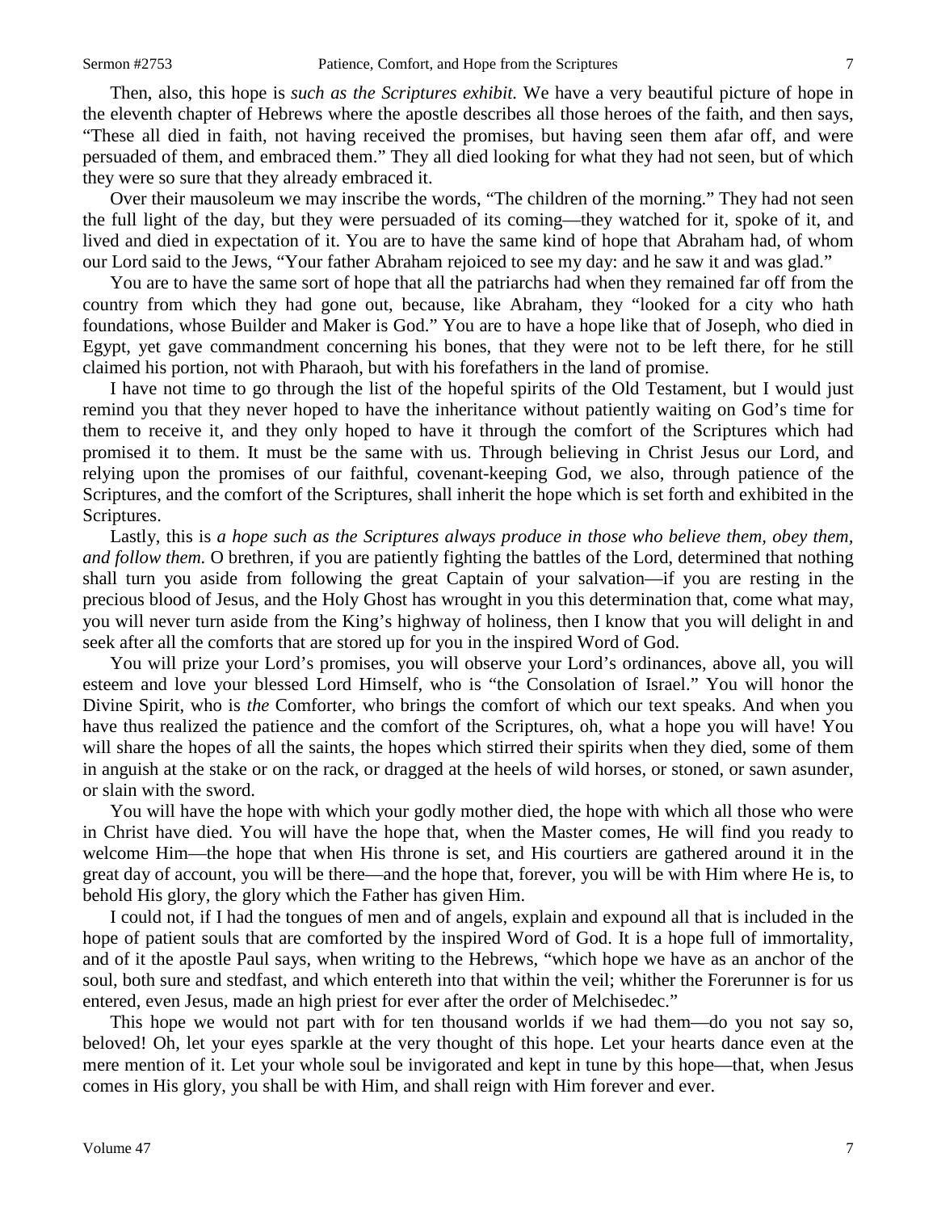Then, also, this hope is *such as the Scriptures exhibit.* We have a very beautiful picture of hope in the eleventh chapter of Hebrews where the apostle describes all those heroes of the faith, and then says, "These all died in faith, not having received the promises, but having seen them afar off, and were persuaded of them, and embraced them." They all died looking for what they had not seen, but of which they were so sure that they already embraced it.

Over their mausoleum we may inscribe the words, "The children of the morning." They had not seen the full light of the day, but they were persuaded of its coming—they watched for it, spoke of it, and lived and died in expectation of it. You are to have the same kind of hope that Abraham had, of whom our Lord said to the Jews, "Your father Abraham rejoiced to see my day: and he saw it and was glad."

You are to have the same sort of hope that all the patriarchs had when they remained far off from the country from which they had gone out, because, like Abraham, they "looked for a city who hath foundations, whose Builder and Maker is God." You are to have a hope like that of Joseph, who died in Egypt, yet gave commandment concerning his bones, that they were not to be left there, for he still claimed his portion, not with Pharaoh, but with his forefathers in the land of promise.

I have not time to go through the list of the hopeful spirits of the Old Testament, but I would just remind you that they never hoped to have the inheritance without patiently waiting on God's time for them to receive it, and they only hoped to have it through the comfort of the Scriptures which had promised it to them. It must be the same with us. Through believing in Christ Jesus our Lord, and relying upon the promises of our faithful, covenant-keeping God, we also, through patience of the Scriptures, and the comfort of the Scriptures, shall inherit the hope which is set forth and exhibited in the Scriptures.

Lastly, this is *a hope such as the Scriptures always produce in those who believe them, obey them, and follow them.* O brethren, if you are patiently fighting the battles of the Lord, determined that nothing shall turn you aside from following the great Captain of your salvation—if you are resting in the precious blood of Jesus, and the Holy Ghost has wrought in you this determination that, come what may, you will never turn aside from the King's highway of holiness, then I know that you will delight in and seek after all the comforts that are stored up for you in the inspired Word of God.

You will prize your Lord's promises, you will observe your Lord's ordinances, above all, you will esteem and love your blessed Lord Himself, who is "the Consolation of Israel." You will honor the Divine Spirit, who is *the* Comforter, who brings the comfort of which our text speaks. And when you have thus realized the patience and the comfort of the Scriptures, oh, what a hope you will have! You will share the hopes of all the saints, the hopes which stirred their spirits when they died, some of them in anguish at the stake or on the rack, or dragged at the heels of wild horses, or stoned, or sawn asunder, or slain with the sword.

You will have the hope with which your godly mother died, the hope with which all those who were in Christ have died. You will have the hope that, when the Master comes, He will find you ready to welcome Him—the hope that when His throne is set, and His courtiers are gathered around it in the great day of account, you will be there—and the hope that, forever, you will be with Him where He is, to behold His glory, the glory which the Father has given Him.

I could not, if I had the tongues of men and of angels, explain and expound all that is included in the hope of patient souls that are comforted by the inspired Word of God. It is a hope full of immortality, and of it the apostle Paul says, when writing to the Hebrews, "which hope we have as an anchor of the soul, both sure and stedfast, and which entereth into that within the veil; whither the Forerunner is for us entered, even Jesus, made an high priest for ever after the order of Melchisedec."

This hope we would not part with for ten thousand worlds if we had them—do you not say so, beloved! Oh, let your eyes sparkle at the very thought of this hope. Let your hearts dance even at the mere mention of it. Let your whole soul be invigorated and kept in tune by this hope—that, when Jesus comes in His glory, you shall be with Him, and shall reign with Him forever and ever.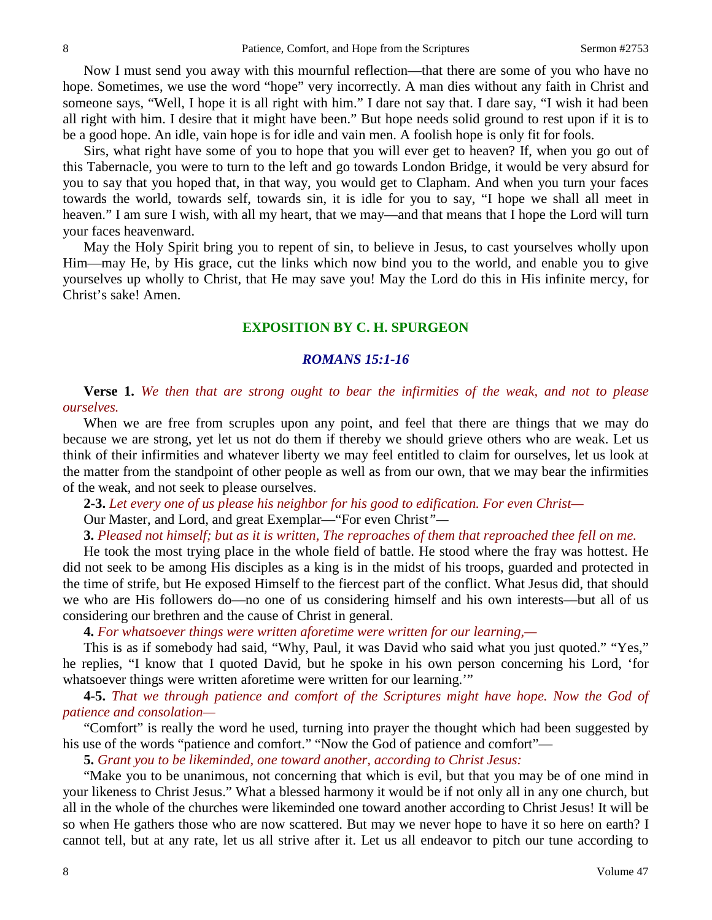Now I must send you away with this mournful reflection—that there are some of you who have no hope. Sometimes, we use the word "hope" very incorrectly. A man dies without any faith in Christ and someone says, "Well, I hope it is all right with him." I dare not say that. I dare say, "I wish it had been all right with him. I desire that it might have been." But hope needs solid ground to rest upon if it is to be a good hope. An idle, vain hope is for idle and vain men. A foolish hope is only fit for fools.

Sirs, what right have some of you to hope that you will ever get to heaven? If, when you go out of this Tabernacle, you were to turn to the left and go towards London Bridge, it would be very absurd for you to say that you hoped that, in that way, you would get to Clapham. And when you turn your faces towards the world, towards self, towards sin, it is idle for you to say, "I hope we shall all meet in heaven." I am sure I wish, with all my heart, that we may—and that means that I hope the Lord will turn your faces heavenward.

May the Holy Spirit bring you to repent of sin, to believe in Jesus, to cast yourselves wholly upon Him—may He, by His grace, cut the links which now bind you to the world, and enable you to give yourselves up wholly to Christ, that He may save you! May the Lord do this in His infinite mercy, for Christ's sake! Amen.

## EXPOSITION BY C. H. SPURGEON

### *ROMANS 15:1-16*

**Verse 1.** *We then that are strong ought to bear the infirmities of the weak, and not to please ourselves.*

When we are free from scruples upon any point, and feel that there are things that we may do because we are strong, yet let us not do them if thereby we should grieve others who are weak. Let us think of their infirmities and whatever liberty we may feel entitled to claim for ourselves, let us look at the matter from the standpoint of other people as well as from our own, that we may bear the infirmities of the weak, and not seek to please ourselves.

**2-3.** *Let every one of us please his neighbor for his good to edification. For even Christ—*

Our Master, and Lord, and great Exemplar—"For even Christ"—

**3.** *Pleased not himself; but as it is written, The reproaches of them that reproached thee fell on me.*

He took the most trying place in the whole field of battle. He stood where the fray was hottest. He did not seek to be among His disciples as a king is in the midst of his troops, guarded and protected in the time of strife, but He exposed Himself to the fiercest part of the conflict. What Jesus did, that should we who are His followers do—no one of us considering himself and his own interests—but all of us considering our brethren and the cause of Christ in general.

**4.** *For whatsoever things were written aforetime were written for our learning,—*

This is as if somebody had said, "Why, Paul, it was David who said what you just quoted." "Yes," he replies, "I know that I quoted David, but he spoke in his own person concerning his Lord, 'for whatsoever things were written aforetime were written for our learning.'"

**4-5.** *That we through patience and comfort of the Scriptures might have hope. Now the God of patience and consolation—*

"Comfort" is really the word he used, turning into prayer the thought which had been suggested by his use of the words "patience and comfort." "Now the God of patience and comfort"—

**5.** *Grant you to be likeminded, one toward another, according to Christ Jesus:*

"Make you to be unanimous, not concerning that which is evil, but that you may be of one mind in your likeness to Christ Jesus." What a blessed harmony it would be if not only all in any one church, but all in the whole of the churches were likeminded one toward another according to Christ Jesus! It will be so when He gathers those who are now scattered. But may we never hope to have it so here on earth? I cannot tell, but at any rate, let us all strive after it. Let us all endeavor to pitch our tune according to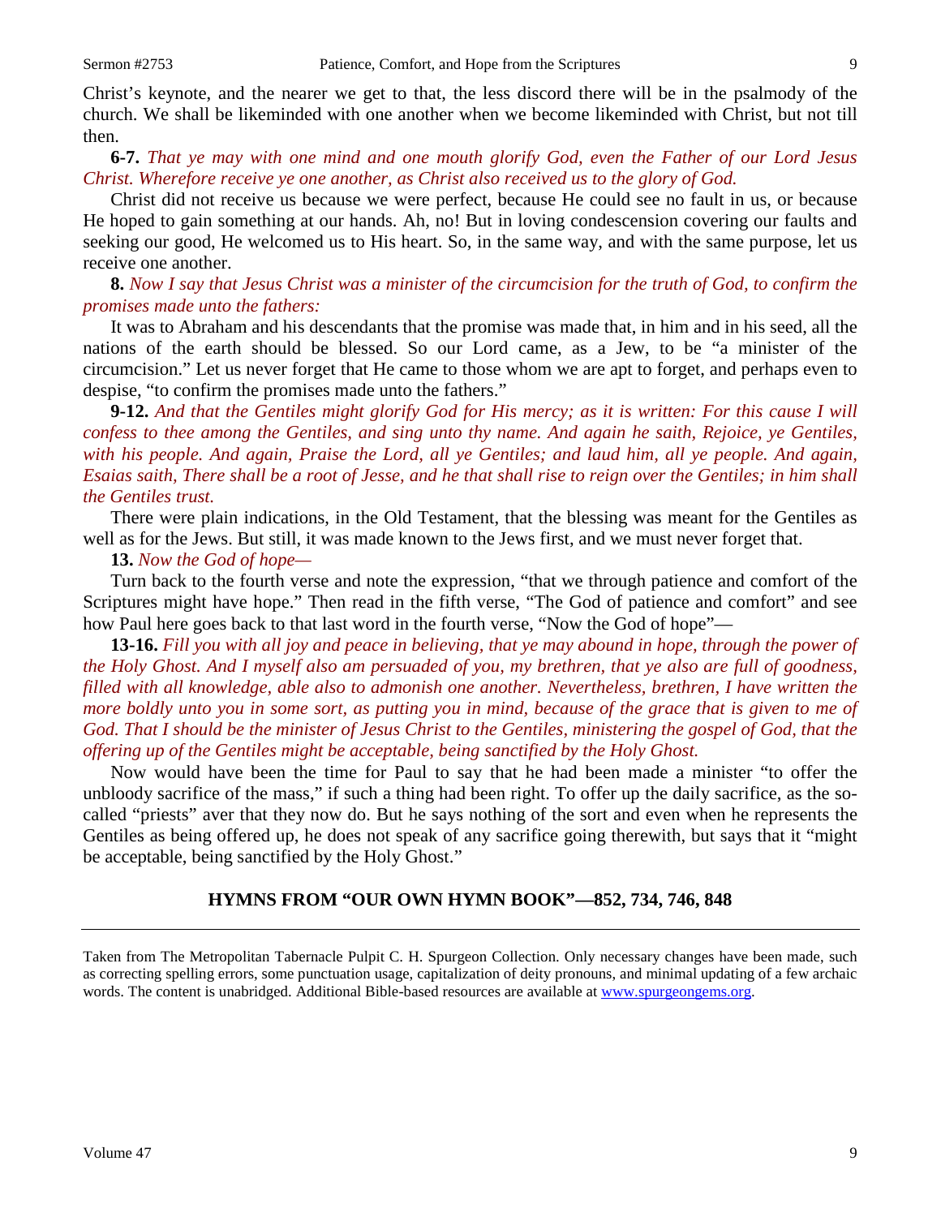Christ's keynote, and the nearer we get to that, the less discord there will be in the psalmody of the church. We shall be likeminded with one another when we become likeminded with Christ, but not till then.

**6-7.** *That ye may with one mind and one mouth glorify God, even the Father of our Lord Jesus Christ. Wherefore receive ye one another, as Christ also received us to the glory of God.*

Christ did not receive us because we were perfect, because He could see no fault in us, or because He hoped to gain something at our hands. Ah, no! But in loving condescension covering our faults and seeking our good, He welcomed us to His heart. So, in the same way, and with the same purpose, let us receive one another.

**8.** *Now I say that Jesus Christ was a minister of the circumcision for the truth of God, to confirm the promises made unto the fathers:*

It was to Abraham and his descendants that the promise was made that, in him and in his seed, all the nations of the earth should be blessed. So our Lord came, as a Jew, to be "a minister of the circumcision." Let us never forget that He came to those whom we are apt to forget, and perhaps even to despise, "to confirm the promises made unto the fathers."

**9-12.** *And that the Gentiles might glorify God for His mercy; as it is written: For this cause I will confess to thee among the Gentiles, and sing unto thy name. And again he saith, Rejoice, ye Gentiles, with his people. And again, Praise the Lord, all ye Gentiles; and laud him, all ye people. And again, Esaias saith, There shall be a root of Jesse, and he that shall rise to reign over the Gentiles; in him shall the Gentiles trust.*

There were plain indications, in the Old Testament, that the blessing was meant for the Gentiles as well as for the Jews. But still, it was made known to the Jews first, and we must never forget that.

**13.** *Now the God of hope—*

Turn back to the fourth verse and note the expression, "that we through patience and comfort of the Scriptures might have hope." Then read in the fifth verse, "The God of patience and comfort" and see how Paul here goes back to that last word in the fourth verse, "Now the God of hope"—

**13-16.** *Fill you with all joy and peace in believing, that ye may abound in hope, through the power of the Holy Ghost. And I myself also am persuaded of you, my brethren, that ye also are full of goodness, filled with all knowledge, able also to admonish one another. Nevertheless, brethren, I have written the more boldly unto you in some sort, as putting you in mind, because of the grace that is given to me of God. That I should be the minister of Jesus Christ to the Gentiles, ministering the gospel of God, that the offering up of the Gentiles might be acceptable, being sanctified by the Holy Ghost.*

Now would have been the time for Paul to say that he had been made a minister "to offer the unbloody sacrifice of the mass," if such a thing had been right. To offer up the daily sacrifice, as the so-called "priests" aver that they now do. But he says nothing of the sort and even when he represents the Gentiles as being offered up, he does not speak of any sacrifice going therewith, but says that it "might be acceptable, being sanctified by the Holy Ghost."

**HYMNS FROM "OUR OWN HYMN BOOK"—852, 734, 746, 848**

---

Taken from The Metropolitan Tabernacle Pulpit C. H. Spurgeon Collection. Only necessary changes have been made, such as correcting spelling errors, some punctuation usage, capitalization of deity pronouns, and minimal updating of a few archaic words. The content is unabridged. Additional Bible-based resources are available at www.spurgeongems.org.